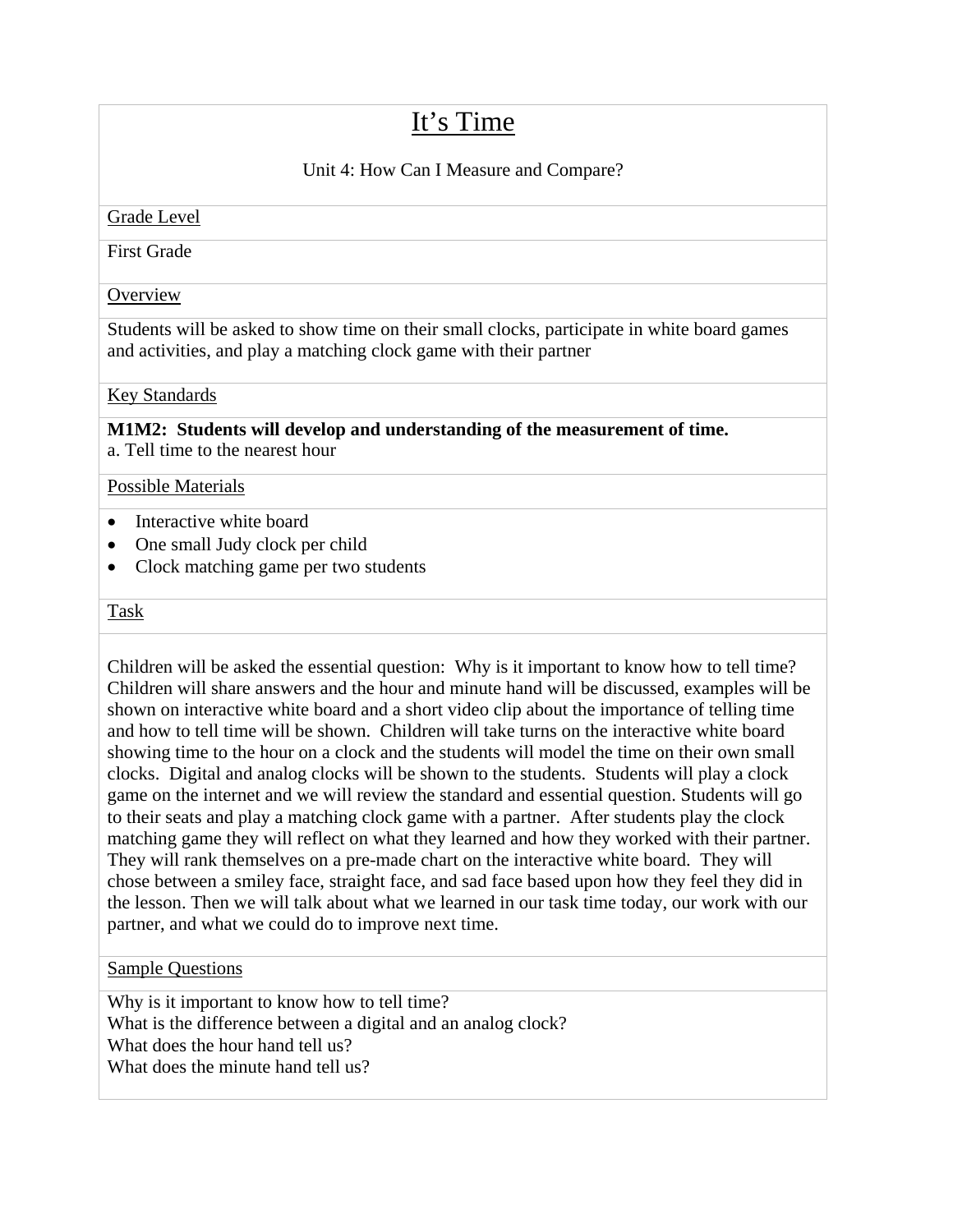# It's Time

Unit 4: How Can I Measure and Compare?

## Grade Level

First Grade

## Overview

Students will be asked to show time on their small clocks, participate in white board games and activities, and play a matching clock game with their partner

## Key Standards

**M1M2: Students will develop and understanding of the measurement of time.**
a. Tell time to the nearest hour

## Possible Materials

- Interactive white board
- One small Judy clock per child
- Clock matching game per two students

## Task

Children will be asked the essential question: Why is it important to know how to tell time? Children will share answers and the hour and minute hand will be discussed, examples will be shown on interactive white board and a short video clip about the importance of telling time and how to tell time will be shown. Children will take turns on the interactive white board showing time to the hour on a clock and the students will model the time on their own small clocks. Digital and analog clocks will be shown to the students. Students will play a clock game on the internet and we will review the standard and essential question. Students will go to their seats and play a matching clock game with a partner. After students play the clock matching game they will reflect on what they learned and how they worked with their partner. They will rank themselves on a pre-made chart on the interactive white board. They will chose between a smiley face, straight face, and sad face based upon how they feel they did in the lesson. Then we will talk about what we learned in our task time today, our work with our partner, and what we could do to improve next time.

## Sample Questions

Why is it important to know how to tell time?
What is the difference between a digital and an analog clock?
What does the hour hand tell us?
What does the minute hand tell us?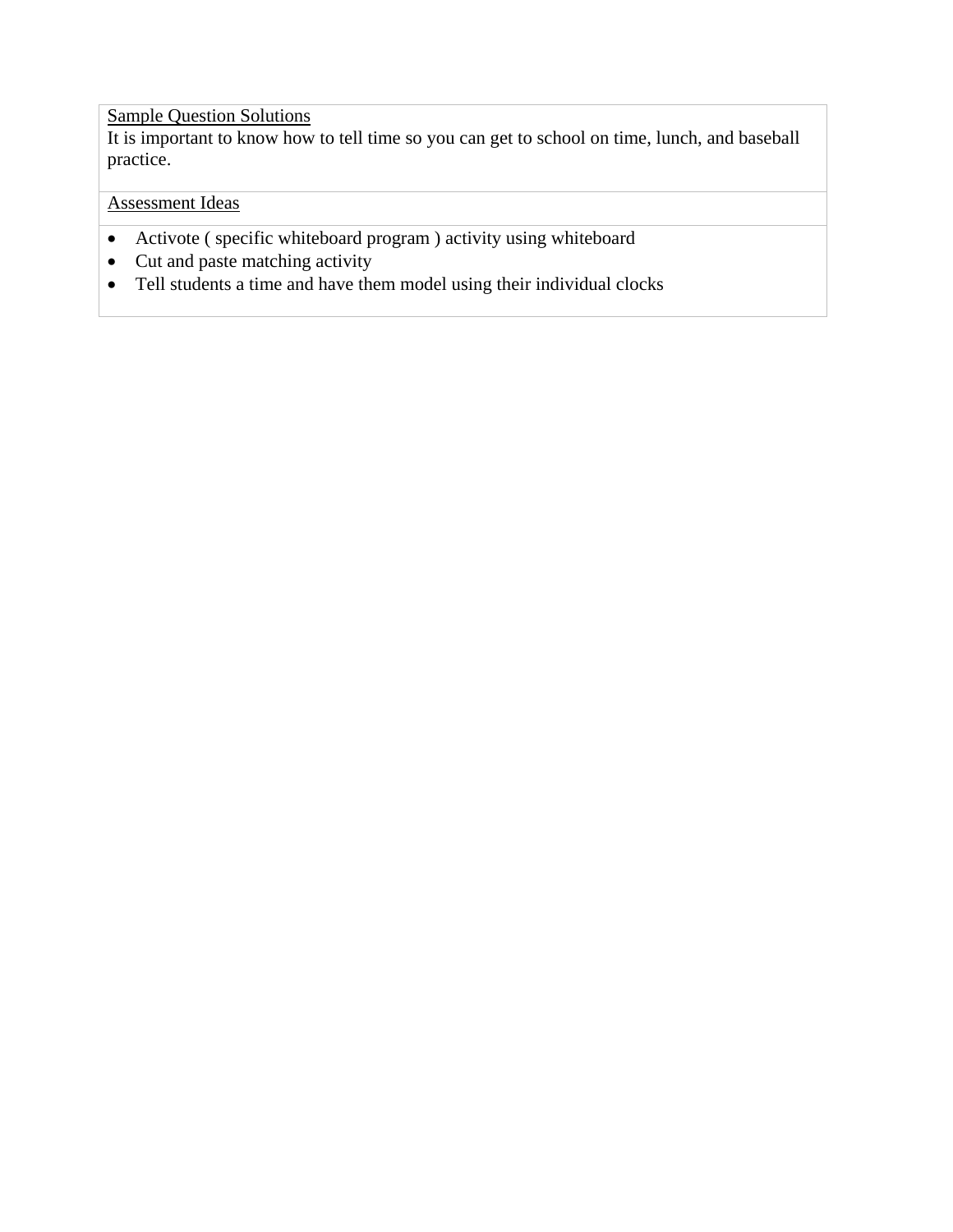Sample Question Solutions

It is important to know how to tell time so you can get to school on time, lunch, and baseball practice.

Assessment Ideas

- Activote ( specific whiteboard program ) activity using whiteboard
- Cut and paste matching activity
- Tell students a time and have them model using their individual clocks